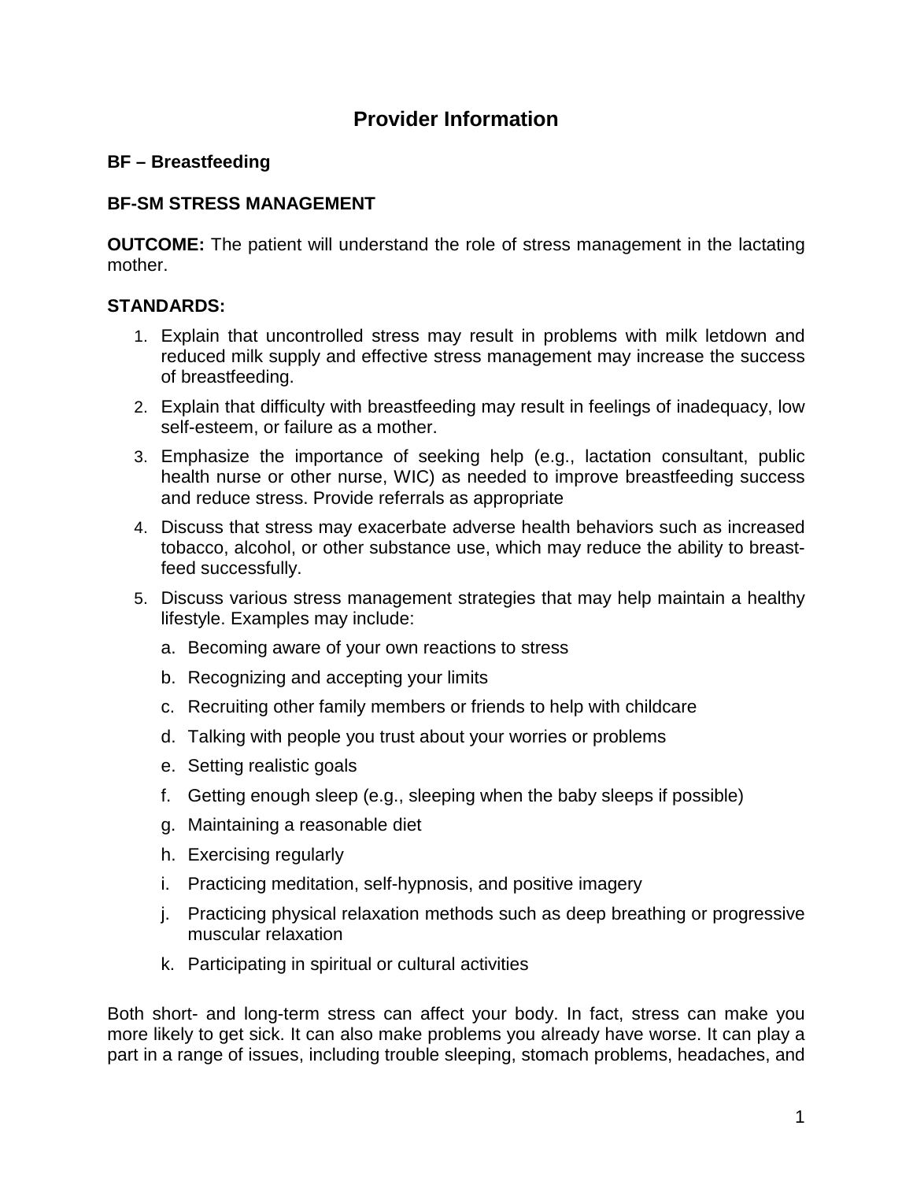# Provider Information

**BF – Breastfeeding**

**BF-SM STRESS MANAGEMENT**

**OUTCOME:** The patient will understand the role of stress management in the lactating mother.

**STANDARDS:**

1. Explain that uncontrolled stress may result in problems with milk letdown and reduced milk supply and effective stress management may increase the success of breastfeeding.
2. Explain that difficulty with breastfeeding may result in feelings of inadequacy, low self-esteem, or failure as a mother.
3. Emphasize the importance of seeking help (e.g., lactation consultant, public health nurse or other nurse, WIC) as needed to improve breastfeeding success and reduce stress. Provide referrals as appropriate
4. Discuss that stress may exacerbate adverse health behaviors such as increased tobacco, alcohol, or other substance use, which may reduce the ability to breast-feed successfully.
5. Discuss various stress management strategies that may help maintain a healthy lifestyle. Examples may include:
   a. Becoming aware of your own reactions to stress
   b. Recognizing and accepting your limits
   c. Recruiting other family members or friends to help with childcare
   d. Talking with people you trust about your worries or problems
   e. Setting realistic goals
   f. Getting enough sleep (e.g., sleeping when the baby sleeps if possible)
   g. Maintaining a reasonable diet
   h. Exercising regularly
   i. Practicing meditation, self-hypnosis, and positive imagery
   j. Practicing physical relaxation methods such as deep breathing or progressive muscular relaxation
   k. Participating in spiritual or cultural activities

Both short- and long-term stress can affect your body. In fact, stress can make you more likely to get sick. It can also make problems you already have worse. It can play a part in a range of issues, including trouble sleeping, stomach problems, headaches, and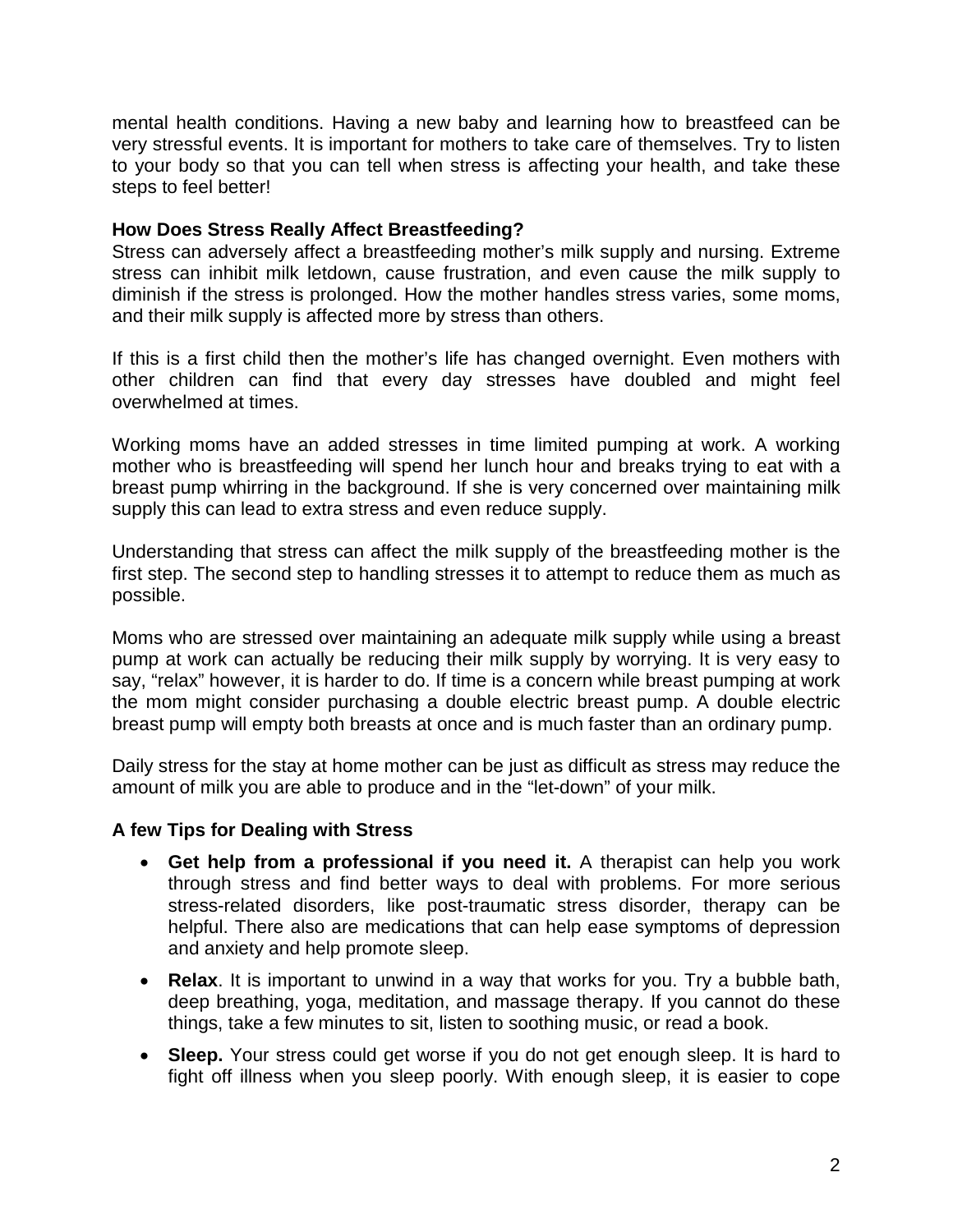mental health conditions. Having a new baby and learning how to breastfeed can be very stressful events. It is important for mothers to take care of themselves. Try to listen to your body so that you can tell when stress is affecting your health, and take these steps to feel better!

**How Does Stress Really Affect Breastfeeding?**

Stress can adversely affect a breastfeeding mother's milk supply and nursing. Extreme stress can inhibit milk letdown, cause frustration, and even cause the milk supply to diminish if the stress is prolonged. How the mother handles stress varies, some moms, and their milk supply is affected more by stress than others.

If this is a first child then the mother's life has changed overnight. Even mothers with other children can find that every day stresses have doubled and might feel overwhelmed at times.

Working moms have an added stresses in time limited pumping at work. A working mother who is breastfeeding will spend her lunch hour and breaks trying to eat with a breast pump whirring in the background. If she is very concerned over maintaining milk supply this can lead to extra stress and even reduce supply.

Understanding that stress can affect the milk supply of the breastfeeding mother is the first step. The second step to handling stresses it to attempt to reduce them as much as possible.

Moms who are stressed over maintaining an adequate milk supply while using a breast pump at work can actually be reducing their milk supply by worrying. It is very easy to say, "relax" however, it is harder to do. If time is a concern while breast pumping at work the mom might consider purchasing a double electric breast pump. A double electric breast pump will empty both breasts at once and is much faster than an ordinary pump.

Daily stress for the stay at home mother can be just as difficult as stress may reduce the amount of milk you are able to produce and in the "let-down" of your milk.

**A few Tips for Dealing with Stress**

- **Get help from a professional if you need it.** A therapist can help you work through stress and find better ways to deal with problems. For more serious stress-related disorders, like post-traumatic stress disorder, therapy can be helpful. There also are medications that can help ease symptoms of depression and anxiety and help promote sleep.
- **Relax**. It is important to unwind in a way that works for you. Try a bubble bath, deep breathing, yoga, meditation, and massage therapy. If you cannot do these things, take a few minutes to sit, listen to soothing music, or read a book.
- **Sleep.** Your stress could get worse if you do not get enough sleep. It is hard to fight off illness when you sleep poorly. With enough sleep, it is easier to cope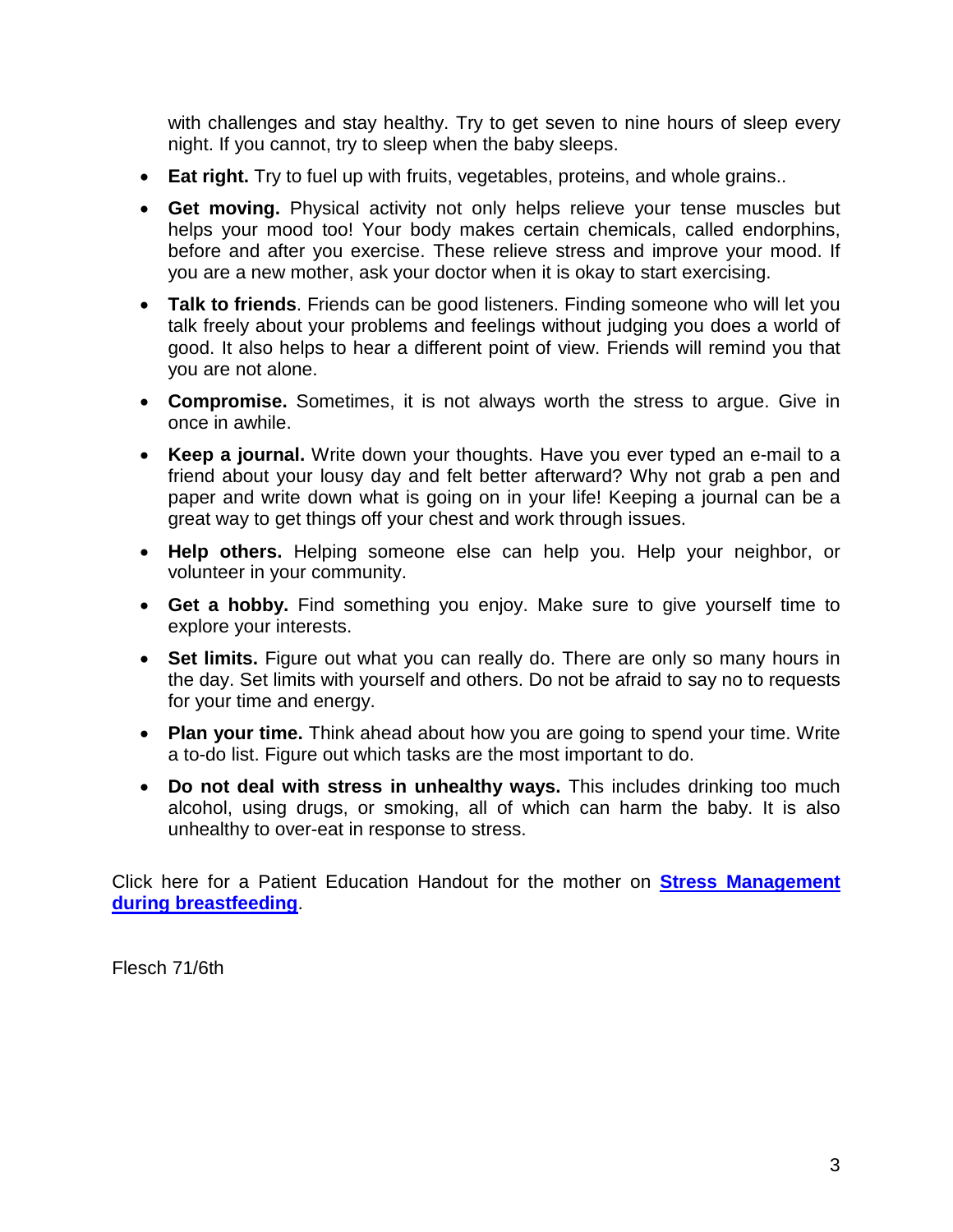with challenges and stay healthy. Try to get seven to nine hours of sleep every night. If you cannot, try to sleep when the baby sleeps.

- **Eat right.** Try to fuel up with fruits, vegetables, proteins, and whole grains..
- **Get moving.** Physical activity not only helps relieve your tense muscles but helps your mood too! Your body makes certain chemicals, called endorphins, before and after you exercise. These relieve stress and improve your mood. If you are a new mother, ask your doctor when it is okay to start exercising.
- **Talk to friends**. Friends can be good listeners. Finding someone who will let you talk freely about your problems and feelings without judging you does a world of good. It also helps to hear a different point of view. Friends will remind you that you are not alone.
- **Compromise.** Sometimes, it is not always worth the stress to argue. Give in once in awhile.
- **Keep a journal.** Write down your thoughts. Have you ever typed an e-mail to a friend about your lousy day and felt better afterward? Why not grab a pen and paper and write down what is going on in your life! Keeping a journal can be a great way to get things off your chest and work through issues.
- **Help others.** Helping someone else can help you. Help your neighbor, or volunteer in your community.
- **Get a hobby.** Find something you enjoy. Make sure to give yourself time to explore your interests.
- **Set limits.** Figure out what you can really do. There are only so many hours in the day. Set limits with yourself and others. Do not be afraid to say no to requests for your time and energy.
- **Plan your time.** Think ahead about how you are going to spend your time. Write a to-do list. Figure out which tasks are the most important to do.
- **Do not deal with stress in unhealthy ways.** This includes drinking too much alcohol, using drugs, or smoking, all of which can harm the baby. It is also unhealthy to over-eat in response to stress.

Click here for a Patient Education Handout for the mother on **Stress Management during breastfeeding**.

Flesch 71/6th